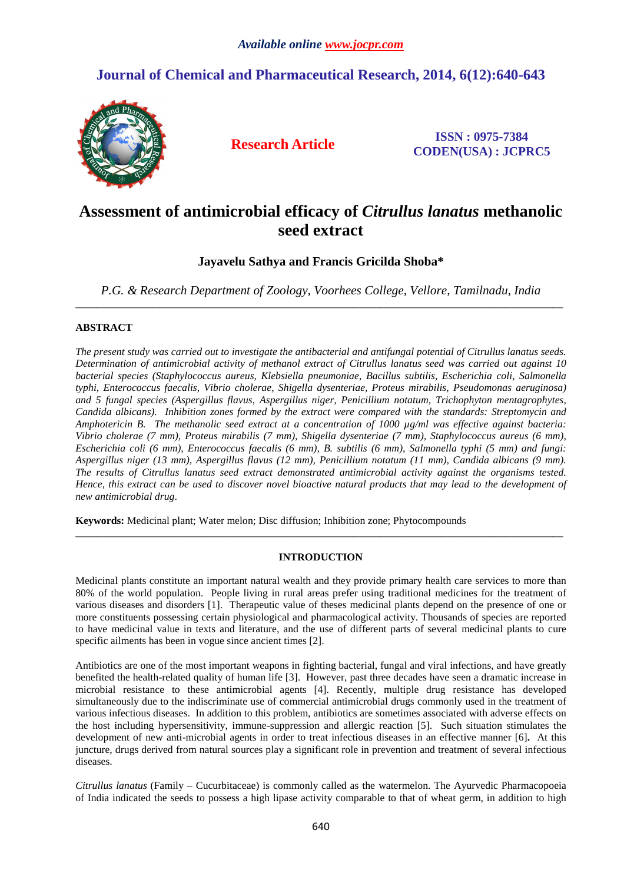# Assessment of antimicrobial efficacy of *Citrullus lanatus* methanolic seed extract

**Jayavelu Sathya and Francis Gricilda Shoba***

*P.G. & Research Department of Zoology, Voorhees College, Vellore, Tamilnadu, India*

---

## ABSTRACT

*The present study was carried out to investigate the antibacterial and antifungal potential of Citrullus lanatus seeds. Determination of antimicrobial activity of methanol extract of Citrullus lanatus seed was carried out against 10 bacterial species (Staphylococcus aureus, Klebsiella pneumoniae, Bacillus subtilis, Escherichia coli, Salmonella typhi, Enterococcus faecalis, Vibrio cholerae, Shigella dysenteriae, Proteus mirabilis, Pseudomonas aeruginosa) and 5 fungal species (Aspergillus flavus, Aspergillus niger, Penicillium notatum, Trichophyton mentagrophytes, Candida albicans). Inhibition zones formed by the extract were compared with the standards: Streptomycin and Amphotericin B. The methanolic seed extract at a concentration of 1000 µg/ml was effective against bacteria: Vibrio cholerae (7 mm), Proteus mirabilis (7 mm), Shigella dysenteriae (7 mm), Staphylococcus aureus (6 mm), Escherichia coli (6 mm), Enterococcus faecalis (6 mm), B. subtilis (6 mm), Salmonella typhi (5 mm) and fungi: Aspergillus niger (13 mm), Aspergillus flavus (12 mm), Penicillium notatum (11 mm), Candida albicans (9 mm). The results of Citrullus lanatus seed extract demonstrated antimicrobial activity against the organisms tested. Hence, this extract can be used to discover novel bioactive natural products that may lead to the development of new antimicrobial drug.*

**Keywords:** Medicinal plant; Water melon; Disc diffusion; Inhibition zone; Phytocompounds

---

## INTRODUCTION

Medicinal plants constitute an important natural wealth and they provide primary health care services to more than 80% of the world population. People living in rural areas prefer using traditional medicines for the treatment of various diseases and disorders [1]. Therapeutic value of theses medicinal plants depend on the presence of one or more constituents possessing certain physiological and pharmacological activity. Thousands of species are reported to have medicinal value in texts and literature, and the use of different parts of several medicinal plants to cure specific ailments has been in vogue since ancient times [2].

Antibiotics are one of the most important weapons in fighting bacterial, fungal and viral infections, and have greatly benefited the health-related quality of human life [3]. However, past three decades have seen a dramatic increase in microbial resistance to these antimicrobial agents [4]. Recently, multiple drug resistance has developed simultaneously due to the indiscriminate use of commercial antimicrobial drugs commonly used in the treatment of various infectious diseases. In addition to this problem, antibiotics are sometimes associated with adverse effects on the host including hypersensitivity, immune-suppression and allergic reaction [5]. Such situation stimulates the development of new anti-microbial agents in order to treat infectious diseases in an effective manner [6]**.** At this juncture, drugs derived from natural sources play a significant role in prevention and treatment of several infectious diseases.

*Citrullus lanatus* (Family – Cucurbitaceae) is commonly called as the watermelon. The Ayurvedic Pharmacopoeia of India indicated the seeds to possess a high lipase activity comparable to that of wheat germ, in addition to high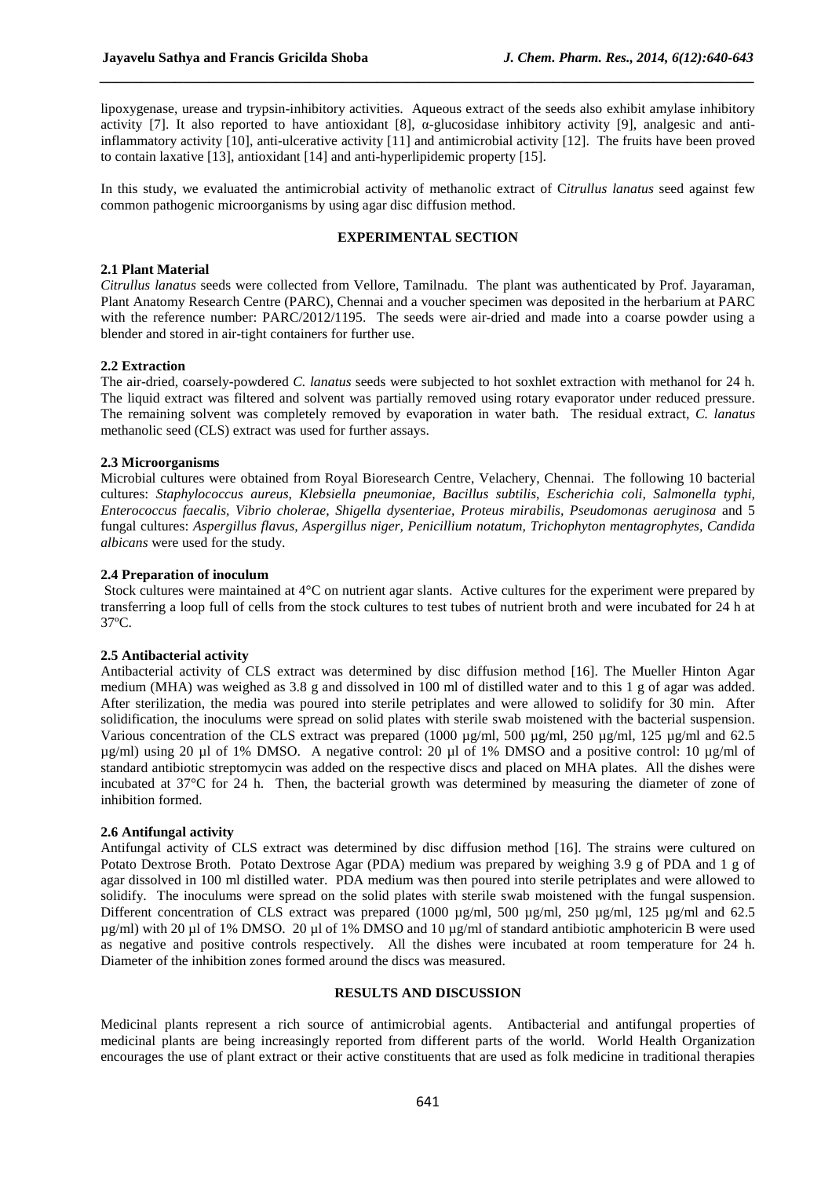lipoxygenase, urease and trypsin-inhibitory activities. Aqueous extract of the seeds also exhibit amylase inhibitory activity [7]. It also reported to have antioxidant [8], α-glucosidase inhibitory activity [9], analgesic and anti-inflammatory activity [10], anti-ulcerative activity [11] and antimicrobial activity [12]. The fruits have been proved to contain laxative [13], antioxidant [14] and anti-hyperlipidemic property [15].

In this study, we evaluated the antimicrobial activity of methanolic extract of C*itrullus lanatus* seed against few common pathogenic microorganisms by using agar disc diffusion method.

## EXPERIMENTAL SECTION

### 2.1 Plant Material

*Citrullus lanatus* seeds were collected from Vellore, Tamilnadu. The plant was authenticated by Prof. Jayaraman, Plant Anatomy Research Centre (PARC), Chennai and a voucher specimen was deposited in the herbarium at PARC with the reference number: PARC/2012/1195. The seeds were air-dried and made into a coarse powder using a blender and stored in air-tight containers for further use.

### 2.2 Extraction

The air-dried, coarsely-powdered *C. lanatus* seeds were subjected to hot soxhlet extraction with methanol for 24 h. The liquid extract was filtered and solvent was partially removed using rotary evaporator under reduced pressure. The remaining solvent was completely removed by evaporation in water bath. The residual extract, *C. lanatus* methanolic seed (CLS) extract was used for further assays.

### 2.3 Microorganisms

Microbial cultures were obtained from Royal Bioresearch Centre, Velachery, Chennai. The following 10 bacterial cultures: *Staphylococcus aureus, Klebsiella pneumoniae, Bacillus subtilis, Escherichia coli, Salmonella typhi, Enterococcus faecalis, Vibrio cholerae, Shigella dysenteriae, Proteus mirabilis, Pseudomonas aeruginosa* and 5 fungal cultures: *Aspergillus flavus, Aspergillus niger, Penicillium notatum, Trichophyton mentagrophytes, Candida albicans* were used for the study.

### 2.4 Preparation of inoculum

Stock cultures were maintained at 4°C on nutrient agar slants. Active cultures for the experiment were prepared by transferring a loop full of cells from the stock cultures to test tubes of nutrient broth and were incubated for 24 h at 37ºC.

### 2.5 Antibacterial activity

Antibacterial activity of CLS extract was determined by disc diffusion method [16]. The Mueller Hinton Agar medium (MHA) was weighed as 3.8 g and dissolved in 100 ml of distilled water and to this 1 g of agar was added. After sterilization, the media was poured into sterile petriplates and were allowed to solidify for 30 min. After solidification, the inoculums were spread on solid plates with sterile swab moistened with the bacterial suspension. Various concentration of the CLS extract was prepared (1000 µg/ml, 500 µg/ml, 250 µg/ml, 125 µg/ml and 62.5 µg/ml) using 20 µl of 1% DMSO. A negative control: 20 µl of 1% DMSO and a positive control: 10 µg/ml of standard antibiotic streptomycin was added on the respective discs and placed on MHA plates. All the dishes were incubated at 37°C for 24 h. Then, the bacterial growth was determined by measuring the diameter of zone of inhibition formed.

### 2.6 Antifungal activity

Antifungal activity of CLS extract was determined by disc diffusion method [16]. The strains were cultured on Potato Dextrose Broth. Potato Dextrose Agar (PDA) medium was prepared by weighing 3.9 g of PDA and 1 g of agar dissolved in 100 ml distilled water. PDA medium was then poured into sterile petriplates and were allowed to solidify. The inoculums were spread on the solid plates with sterile swab moistened with the fungal suspension. Different concentration of CLS extract was prepared (1000 µg/ml, 500 µg/ml, 250 µg/ml, 125 µg/ml and 62.5 µg/ml) with 20 µl of 1% DMSO. 20 µl of 1% DMSO and 10 µg/ml of standard antibiotic amphotericin B were used as negative and positive controls respectively. All the dishes were incubated at room temperature for 24 h. Diameter of the inhibition zones formed around the discs was measured.

## RESULTS AND DISCUSSION

Medicinal plants represent a rich source of antimicrobial agents. Antibacterial and antifungal properties of medicinal plants are being increasingly reported from different parts of the world. World Health Organization encourages the use of plant extract or their active constituents that are used as folk medicine in traditional therapies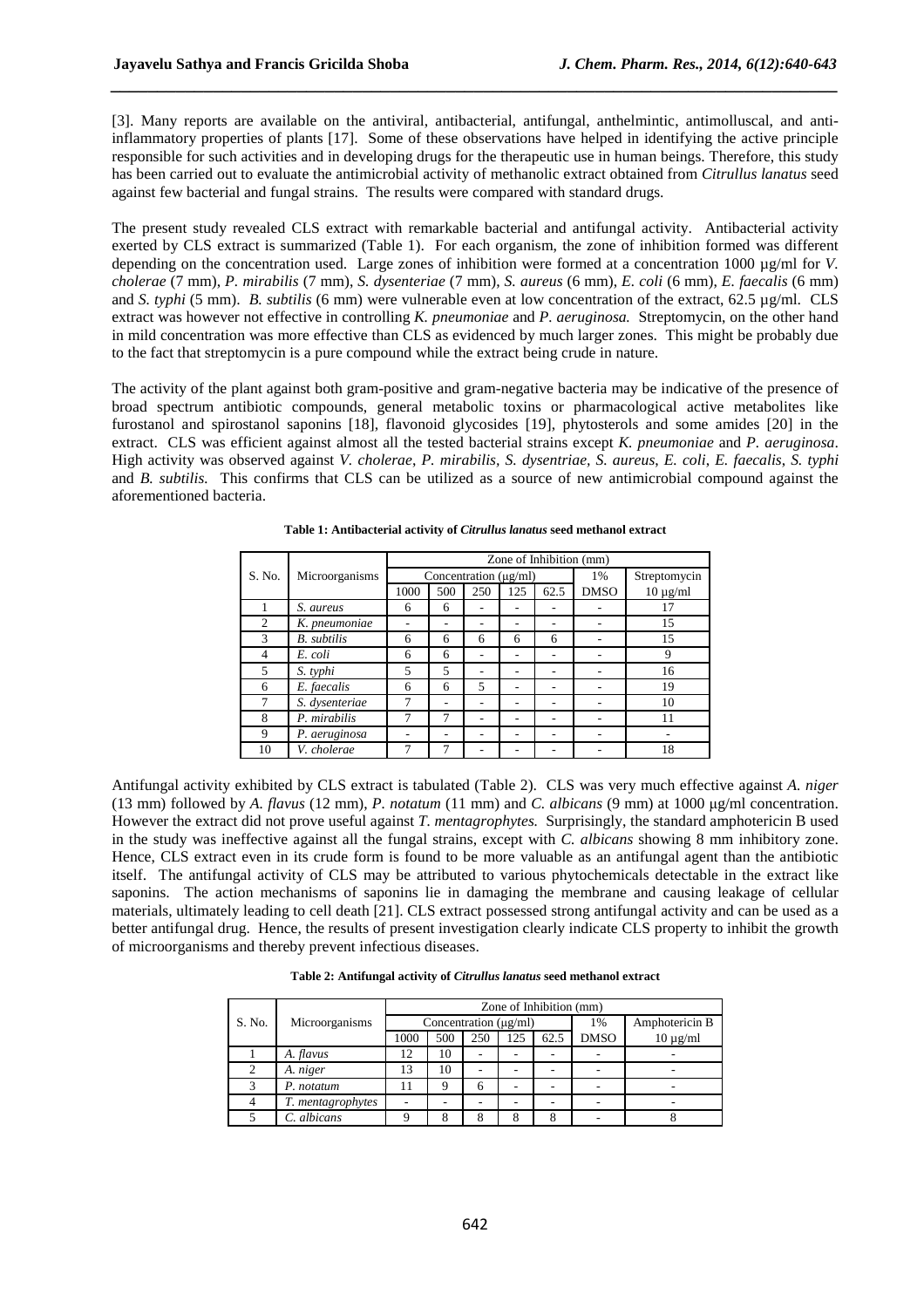[3]. Many reports are available on the antiviral, antibacterial, antifungal, anthelmintic, antimolluscal, and anti-inflammatory properties of plants [17]. Some of these observations have helped in identifying the active principle responsible for such activities and in developing drugs for the therapeutic use in human beings. Therefore, this study has been carried out to evaluate the antimicrobial activity of methanolic extract obtained from *Citrullus lanatus* seed against few bacterial and fungal strains. The results were compared with standard drugs.

The present study revealed CLS extract with remarkable bacterial and antifungal activity. Antibacterial activity exerted by CLS extract is summarized (Table 1). For each organism, the zone of inhibition formed was different depending on the concentration used. Large zones of inhibition were formed at a concentration 1000 µg/ml for *V. cholerae* (7 mm), *P. mirabilis* (7 mm), *S. dysenteriae* (7 mm), *S. aureus* (6 mm), *E. coli* (6 mm), *E. faecalis* (6 mm) and *S. typhi* (5 mm). *B. subtilis* (6 mm) were vulnerable even at low concentration of the extract, 62.5 µg/ml. CLS extract was however not effective in controlling *K. pneumoniae* and *P. aeruginosa.* Streptomycin, on the other hand in mild concentration was more effective than CLS as evidenced by much larger zones. This might be probably due to the fact that streptomycin is a pure compound while the extract being crude in nature.

The activity of the plant against both gram-positive and gram-negative bacteria may be indicative of the presence of broad spectrum antibiotic compounds, general metabolic toxins or pharmacological active metabolites like furostanol and spirostanol saponins [18], flavonoid glycosides [19], phytosterols and some amides [20] in the extract. CLS was efficient against almost all the tested bacterial strains except *K. pneumoniae* and *P. aeruginosa*. High activity was observed against *V. cholerae*, *P. mirabilis*, *S. dysentriae, S. aureus*, *E. coli, E. faecalis, S. typhi* and *B. subtilis.* This confirms that CLS can be utilized as a source of new antimicrobial compound against the aforementioned bacteria.

**Table 1: Antibacterial activity of *Citrullus lanatus* seed methanol extract**

| S. No. | Microorganisms | Zone of Inhibition (mm) | | | | | | |
|---|---|---|---|---|---|---|---|---|
| | | Concentration (µg/ml) | | | | | 1% | Streptomycin |
| | | 1000 | 500 | 250 | 125 | 62.5 | DMSO | 10 µg/ml |
| 1 | *S. aureus* | 6 | 6 | - | - | - | - | 17 |
| 2 | *K. pneumoniae* | - | - | - | - | - | - | 15 |
| 3 | *B. subtilis* | 6 | 6 | 6 | 6 | 6 | - | 15 |
| 4 | *E. coli* | 6 | 6 | - | - | - | - | 9 |
| 5 | *S. typhi* | 5 | 5 | - | - | - | - | 16 |
| 6 | *E. faecalis* | 6 | 6 | 5 | - | - | - | 19 |
| 7 | *S. dysenteriae* | 7 | - | - | - | - | - | 10 |
| 8 | *P. mirabilis* | 7 | 7 | - | - | - | - | 11 |
| 9 | *P. aeruginosa* | - | - | - | - | - | - | - |
| 10 | *V. cholerae* | 7 | 7 | - | - | - | - | 18 |

Antifungal activity exhibited by CLS extract is tabulated (Table 2). CLS was very much effective against *A. niger* (13 mm) followed by *A. flavus* (12 mm), *P. notatum* (11 mm) and *C. albicans* (9 mm) at 1000 µg/ml concentration. However the extract did not prove useful against *T. mentagrophytes.* Surprisingly, the standard amphotericin B used in the study was ineffective against all the fungal strains, except with *C. albicans* showing 8 mm inhibitory zone. Hence, CLS extract even in its crude form is found to be more valuable as an antifungal agent than the antibiotic itself. The antifungal activity of CLS may be attributed to various phytochemicals detectable in the extract like saponins. The action mechanisms of saponins lie in damaging the membrane and causing leakage of cellular materials, ultimately leading to cell death [21]. CLS extract possessed strong antifungal activity and can be used as a better antifungal drug. Hence, the results of present investigation clearly indicate CLS property to inhibit the growth of microorganisms and thereby prevent infectious diseases.

**Table 2: Antifungal activity of *Citrullus lanatus* seed methanol extract**

| S. No. | Microorganisms | Zone of Inhibition (mm) | | | | | | |
|---|---|---|---|---|---|---|---|---|
| | | Concentration (µg/ml) | | | | | 1% | Amphotericin B |
| | | 1000 | 500 | 250 | 125 | 62.5 | DMSO | 10 µg/ml |
| 1 | *A. flavus* | 12 | 10 | - | - | - | - | - |
| 2 | *A. niger* | 13 | 10 | - | - | - | - | - |
| 3 | *P. notatum* | 11 | 9 | 6 | - | - | - | - |
| 4 | *T. mentagrophytes* | - | - | - | - | - | - | - |
| 5 | *C. albicans* | 9 | 8 | 8 | 8 | 8 | - | 8 |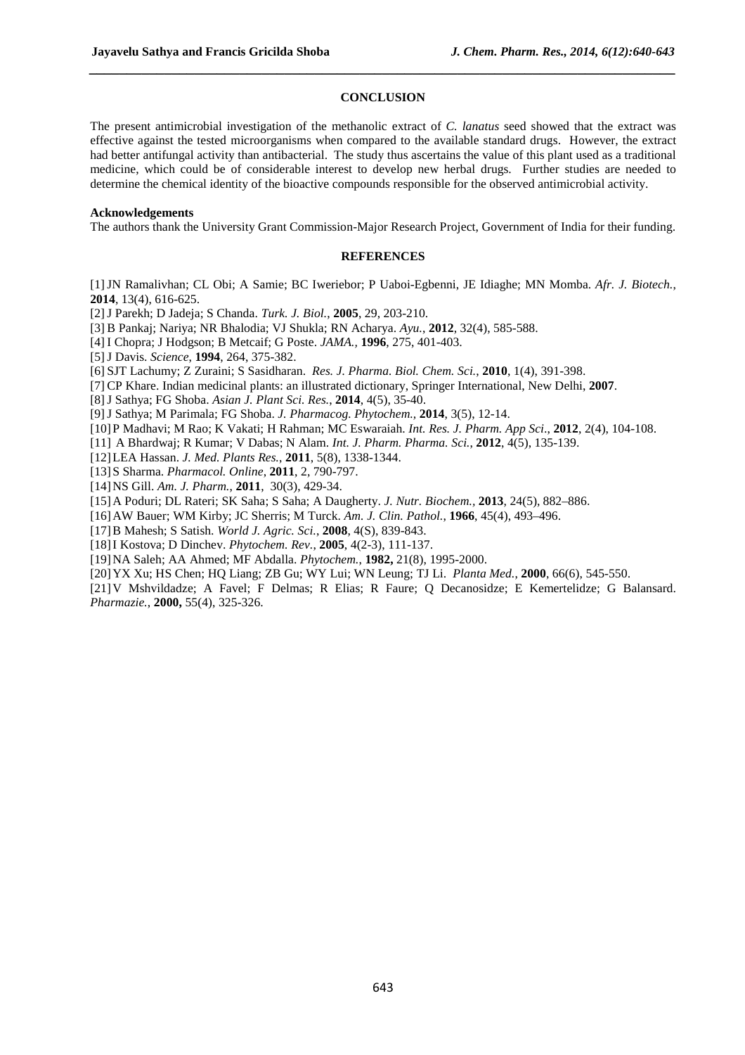## CONCLUSION

The present antimicrobial investigation of the methanolic extract of *C. lanatus* seed showed that the extract was effective against the tested microorganisms when compared to the available standard drugs. However, the extract had better antifungal activity than antibacterial. The study thus ascertains the value of this plant used as a traditional medicine, which could be of considerable interest to develop new herbal drugs. Further studies are needed to determine the chemical identity of the bioactive compounds responsible for the observed antimicrobial activity.

### Acknowledgements

The authors thank the University Grant Commission-Major Research Project, Government of India for their funding.

## REFERENCES

[1] JN Ramalivhan; CL Obi; A Samie; BC Iweriebor; P Uaboi-Egbenni, JE Idiaghe; MN Momba. *Afr. J. Biotech.*, **2014**, 13(4), 616-625.

[2] J Parekh; D Jadeja; S Chanda. *Turk. J. Biol.*, **2005**, 29, 203-210.

[3] B Pankaj; Nariya; NR Bhalodia; VJ Shukla; RN Acharya. *Ayu.*, **2012**, 32(4), 585-588.

[4] I Chopra; J Hodgson; B Metcaif; G Poste. *JAMA.*, **1996**, 275, 401-403.

[5] J Davis. *Science*, **1994**, 264, 375-382.

[6] SJT Lachumy; Z Zuraini; S Sasidharan. *Res. J. Pharma. Biol. Chem. Sci.*, **2010**, 1(4), 391-398.

[7] CP Khare. Indian medicinal plants: an illustrated dictionary, Springer International, New Delhi, **2007**.

[8] J Sathya; FG Shoba. *Asian J. Plant Sci. Res.*, **2014**, 4(5), 35-40.

[9] J Sathya; M Parimala; FG Shoba. *J. Pharmacog. Phytochem.*, **2014**, 3(5), 12-14.

[10] P Madhavi; M Rao; K Vakati; H Rahman; MC Eswaraiah. *Int. Res. J. Pharm. App Sci.*, **2012**, 2(4), 104-108.

[11] A Bhardwaj; R Kumar; V Dabas; N Alam. *Int. J. Pharm. Pharma. Sci.*, **2012**, 4(5), 135-139.

[12] LEA Hassan. *J. Med. Plants Res.*, **2011**, 5(8), 1338-1344.

[13] S Sharma. *Pharmacol. Online*, **2011**, 2, 790-797.

[14] NS Gill. *Am. J. Pharm.*, **2011**, 30(3), 429-34.

[15] A Poduri; DL Rateri; SK Saha; S Saha; A Daugherty. *J. Nutr. Biochem.*, **2013**, 24(5), 882–886.

[16] AW Bauer; WM Kirby; JC Sherris; M Turck. *Am. J. Clin. Pathol.*, **1966**, 45(4), 493–496.

[17] B Mahesh; S Satish. *World J. Agric. Sci.*, **2008**, 4(S), 839-843.

[18] I Kostova; D Dinchev. *Phytochem. Rev.*, **2005**, 4(2-3), 111-137.

[19] NA Saleh; AA Ahmed; MF Abdalla. *Phytochem.*, **1982,** 21(8), 1995-2000.

[20] YX Xu; HS Chen; HQ Liang; ZB Gu; WY Lui; WN Leung; TJ Li. *Planta Med.*, **2000**, 66(6), 545-550.

[21] V Mshvildadze; A Favel; F Delmas; R Elias; R Faure; Q Decanosidze; E Kemertelidze; G Balansard. *Pharmazie.*, **2000,** 55(4), 325-326.